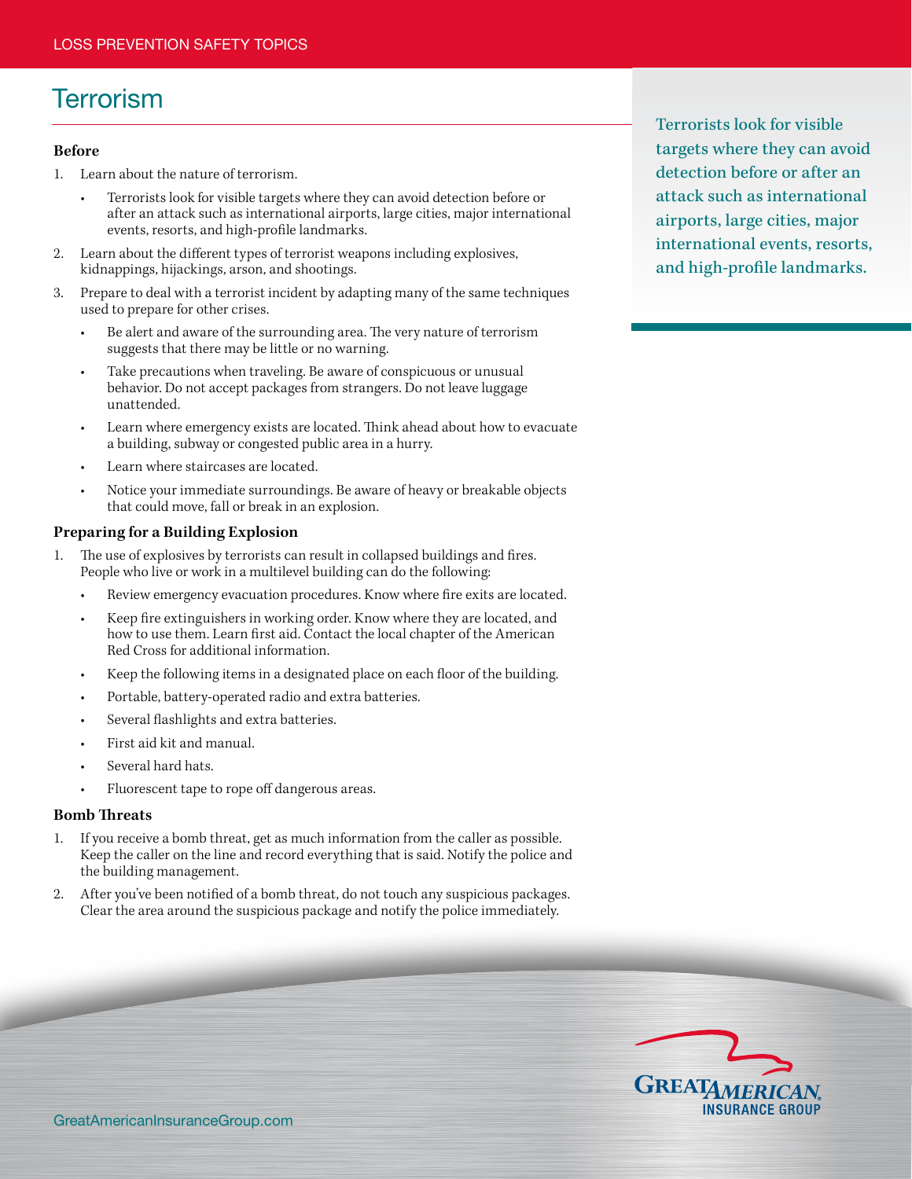LOSS PREVENTION SAFETY TOPICS

# Terrorism

### Before

1. Learn about the nature of terrorism.
   - Terrorists look for visible targets where they can avoid detection before or after an attack such as international airports, large cities, major international events, resorts, and high-profile landmarks.
2. Learn about the different types of terrorist weapons including explosives, kidnappings, hijackings, arson, and shootings.
3. Prepare to deal with a terrorist incident by adapting many of the same techniques used to prepare for other crises.
   - Be alert and aware of the surrounding area. The very nature of terrorism suggests that there may be little or no warning.
   - Take precautions when traveling. Be aware of conspicuous or unusual behavior. Do not accept packages from strangers. Do not leave luggage unattended.
   - Learn where emergency exists are located. Think ahead about how to evacuate a building, subway or congested public area in a hurry.
   - Learn where staircases are located.
   - Notice your immediate surroundings. Be aware of heavy or breakable objects that could move, fall or break in an explosion.

### Preparing for a Building Explosion

1. The use of explosives by terrorists can result in collapsed buildings and fires. People who live or work in a multilevel building can do the following:
   - Review emergency evacuation procedures. Know where fire exits are located.
   - Keep fire extinguishers in working order. Know where they are located, and how to use them. Learn first aid. Contact the local chapter of the American Red Cross for additional information.
   - Keep the following items in a designated place on each floor of the building.
   - Portable, battery-operated radio and extra batteries.
   - Several flashlights and extra batteries.
   - First aid kit and manual.
   - Several hard hats.
   - Fluorescent tape to rope off dangerous areas.

### Bomb Threats

1. If you receive a bomb threat, get as much information from the caller as possible. Keep the caller on the line and record everything that is said. Notify the police and the building management.
2. After you've been notified of a bomb threat, do not touch any suspicious packages. Clear the area around the suspicious package and notify the police immediately.

Terrorists look for visible targets where they can avoid detection before or after an attack such as international airports, large cities, major international events, resorts, and high-profile landmarks.

GreatAmericanInsuranceGroup.com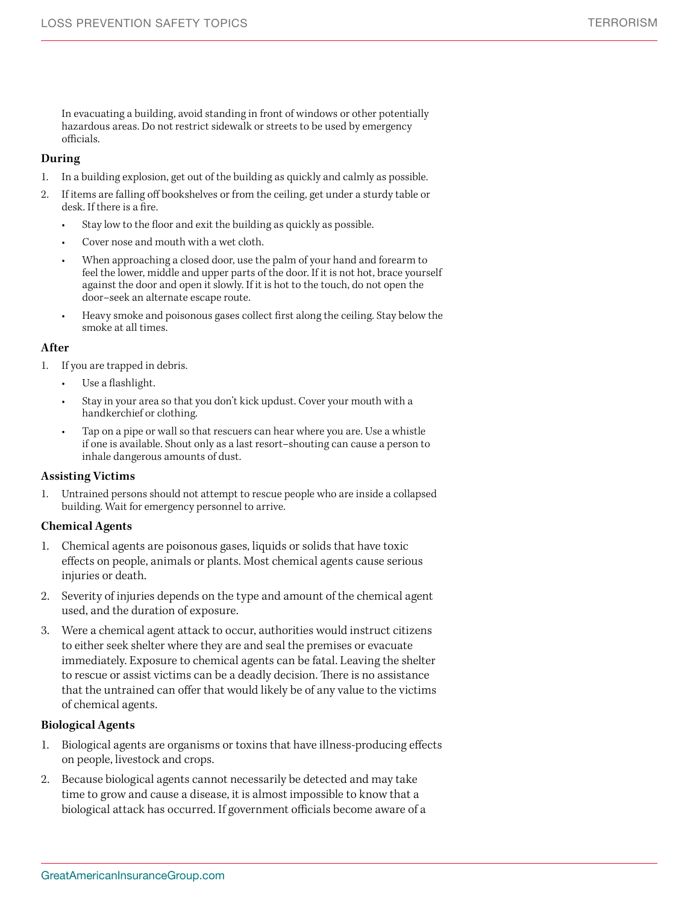In evacuating a building, avoid standing in front of windows or other potentially hazardous areas. Do not restrict sidewalk or streets to be used by emergency officials.

### During

1. In a building explosion, get out of the building as quickly and calmly as possible.
2. If items are falling off bookshelves or from the ceiling, get under a sturdy table or desk. If there is a fire.
   - Stay low to the floor and exit the building as quickly as possible.
   - Cover nose and mouth with a wet cloth.
   - When approaching a closed door, use the palm of your hand and forearm to feel the lower, middle and upper parts of the door. If it is not hot, brace yourself against the door and open it slowly. If it is hot to the touch, do not open the door–seek an alternate escape route.
   - Heavy smoke and poisonous gases collect first along the ceiling. Stay below the smoke at all times.

### After

1. If you are trapped in debris.
   - Use a flashlight.
   - Stay in your area so that you don't kick updust. Cover your mouth with a handkerchief or clothing.
   - Tap on a pipe or wall so that rescuers can hear where you are. Use a whistle if one is available. Shout only as a last resort–shouting can cause a person to inhale dangerous amounts of dust.

### Assisting Victims

1. Untrained persons should not attempt to rescue people who are inside a collapsed building. Wait for emergency personnel to arrive.

### Chemical Agents

1. Chemical agents are poisonous gases, liquids or solids that have toxic effects on people, animals or plants. Most chemical agents cause serious injuries or death.
2. Severity of injuries depends on the type and amount of the chemical agent used, and the duration of exposure.
3. Were a chemical agent attack to occur, authorities would instruct citizens to either seek shelter where they are and seal the premises or evacuate immediately. Exposure to chemical agents can be fatal. Leaving the shelter to rescue or assist victims can be a deadly decision. There is no assistance that the untrained can offer that would likely be of any value to the victims of chemical agents.

### Biological Agents

1. Biological agents are organisms or toxins that have illness-producing effects on people, livestock and crops.
2. Because biological agents cannot necessarily be detected and may take time to grow and cause a disease, it is almost impossible to know that a biological attack has occurred. If government officials become aware of a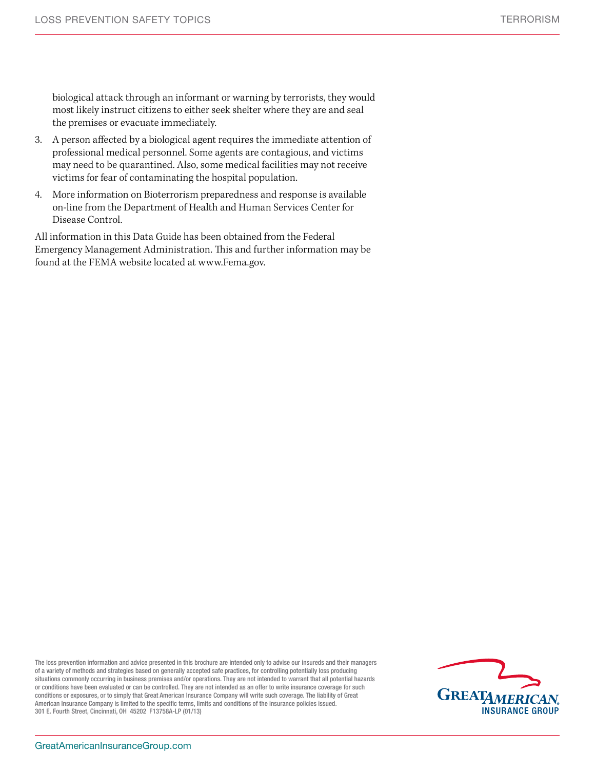biological attack through an informant or warning by terrorists, they would most likely instruct citizens to either seek shelter where they are and seal the premises or evacuate immediately.

3. A person affected by a biological agent requires the immediate attention of professional medical personnel. Some agents are contagious, and victims may need to be quarantined. Also, some medical facilities may not receive victims for fear of contaminating the hospital population.
4. More information on Bioterrorism preparedness and response is available on-line from the Department of Health and Human Services Center for Disease Control.

All information in this Data Guide has been obtained from the Federal Emergency Management Administration. This and further information may be found at the FEMA website located at www.Fema.gov.

The loss prevention information and advice presented in this brochure are intended only to advise our insureds and their managers of a variety of methods and strategies based on generally accepted safe practices, for controlling potentially loss producing situations commonly occurring in business premises and/or operations. They are not intended to warrant that all potential hazards or conditions have been evaluated or can be controlled. They are not intended as an offer to write insurance coverage for such conditions or exposures, or to simply that Great American Insurance Company will write such coverage. The liability of Great American Insurance Company is limited to the specific terms, limits and conditions of the insurance policies issued.
301 E. Fourth Street, Cincinnati, OH 45202 F13758A-LP (01/13)

GREAT AMERICAN INSURANCE GROUP

GreatAmericanInsuranceGroup.com